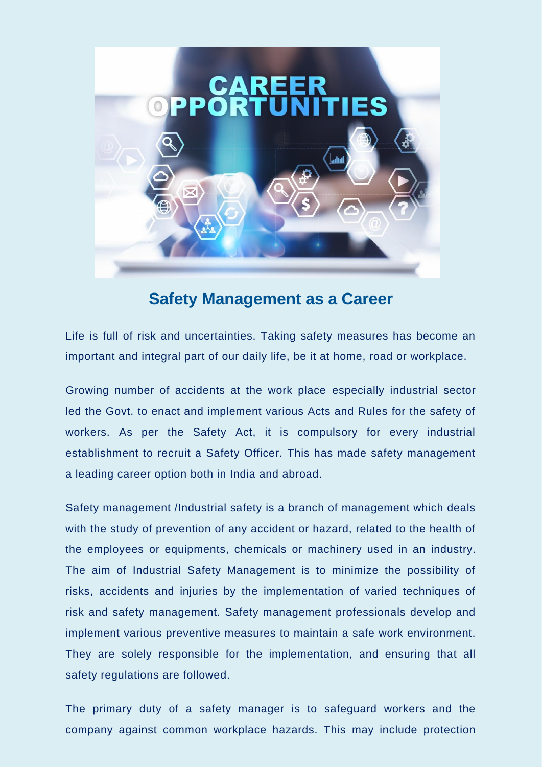## Safety Management as a Career

Life is full of risk and uncertainties. Taking safety measures has become an important and integral part of our daily life, be it at home, road or workplace.

Growing number of accidents at the work place especially industrial sector led the Govt. to enact and implement various Acts and Rules for the safety of workers. As per the Safety Act, it is compulsory for every industrial establishment to recruit a Safety Officer. This has made safety management a leading career option both in India and abroad.

Safety management /Industrial safety is a branch of management which deals with the study of prevention of any accident or hazard, related to the health of the employees or equipments, chemicals or machinery used in an industry. The aim of Industrial Safety Management is to minimize the possibility of risks, accidents and injuries by the implementation of varied techniques of risk and safety management. Safety management professionals develop and implement various preventive measures to maintain a safe work environment. They are solely responsible for the implementation, and ensuring that all safety regulations are followed.

The primary duty of a safety manager is to safeguard workers and the company against common workplace hazards. This may include protection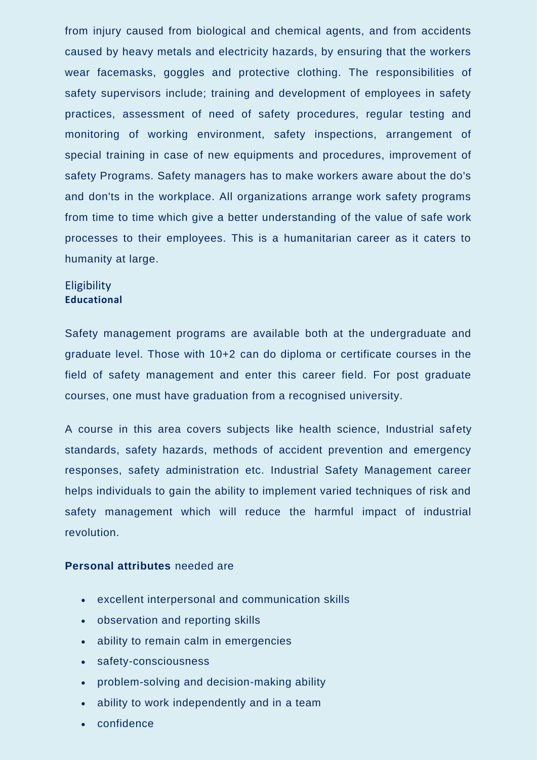from injury caused from biological and chemical agents, and from accidents caused by heavy metals and electricity hazards, by ensuring that the workers wear facemasks, goggles and protective clothing. The responsibilities of safety supervisors include; training and development of employees in safety practices, assessment of need of safety procedures, regular testing and monitoring of working environment, safety inspections, arrangement of special training in case of new equipments and procedures, improvement of safety Programs. Safety managers has to make workers aware about the do's and don'ts in the workplace. All organizations arrange work safety programs from time to time which give a better understanding of the value of safe work processes to their employees. This is a humanitarian career as it caters to humanity at large.

## Eligibility

**Educational**

Safety management programs are available both at the undergraduate and graduate level. Those with 10+2 can do diploma or certificate courses in the field of safety management and enter this career field. For post graduate courses, one must have graduation from a recognised university.

A course in this area covers subjects like health science, Industrial safety standards, safety hazards, methods of accident prevention and emergency responses, safety administration etc. Industrial Safety Management career helps individuals to gain the ability to implement varied techniques of risk and safety management which will reduce the harmful impact of industrial revolution.

**Personal attributes** needed are

- excellent interpersonal and communication skills
- observation and reporting skills
- ability to remain calm in emergencies
- safety-consciousness
- problem-solving and decision-making ability
- ability to work independently and in a team
- confidence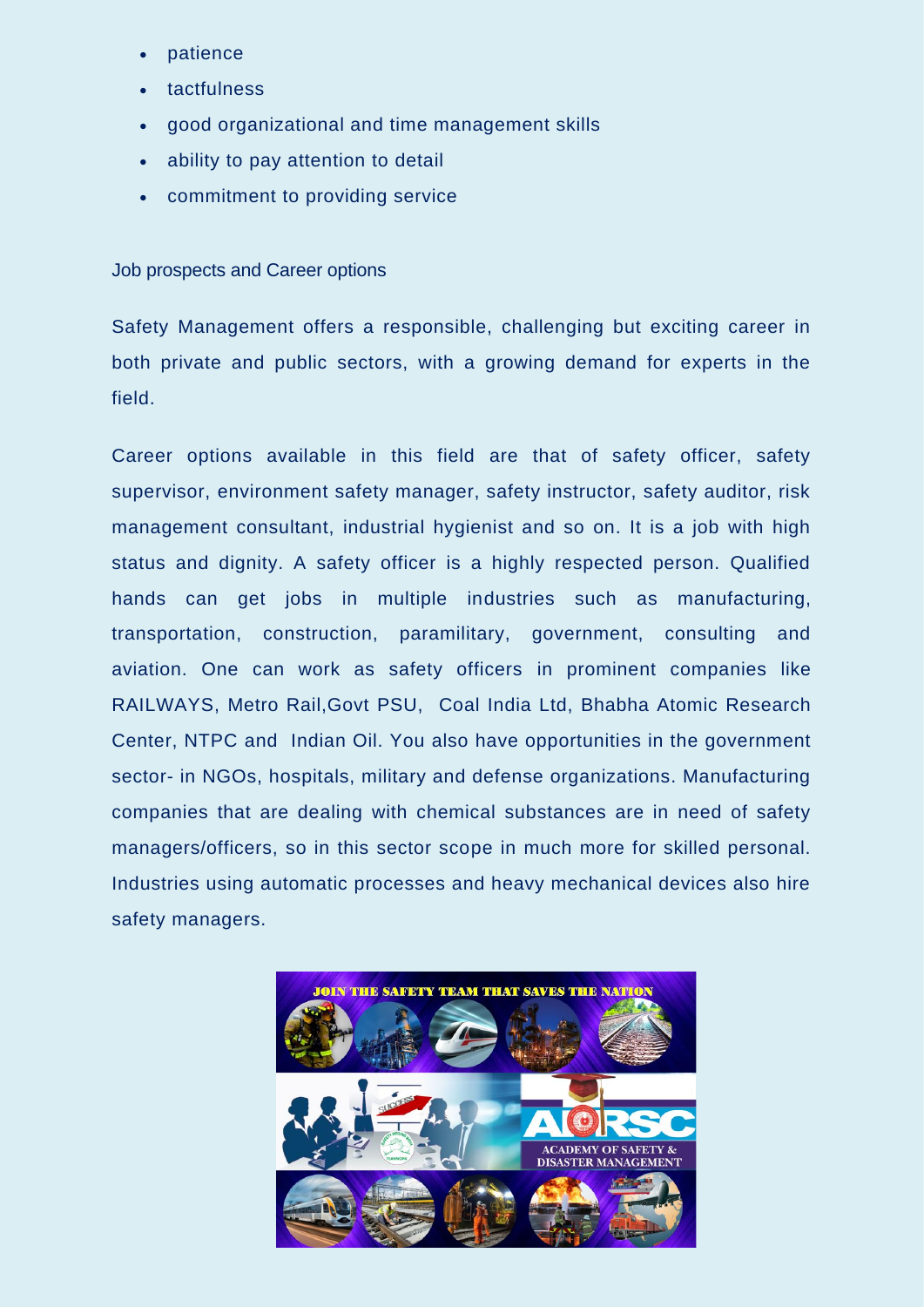- patience
- tactfulness
- good organizational and time management skills
- ability to pay attention to detail
- commitment to providing service

## Job prospects and Career options

Safety Management offers a responsible, challenging but exciting career in both private and public sectors, with a growing demand for experts in the field.

Career options available in this field are that of safety officer, safety supervisor, environment safety manager, safety instructor, safety auditor, risk management consultant, industrial hygienist and so on. It is a job with high status and dignity. A safety officer is a highly respected person. Qualified hands can get jobs in multiple industries such as manufacturing, transportation, construction, paramilitary, government, consulting and aviation. One can work as safety officers in prominent companies like RAILWAYS, Metro Rail,Govt PSU, Coal India Ltd, Bhabha Atomic Research Center, NTPC and Indian Oil. You also have opportunities in the government sector- in NGOs, hospitals, military and defense organizations. Manufacturing companies that are dealing with chemical substances are in need of safety managers/officers, so in this sector scope in much more for skilled personal. Industries using automatic processes and heavy mechanical devices also hire safety managers.